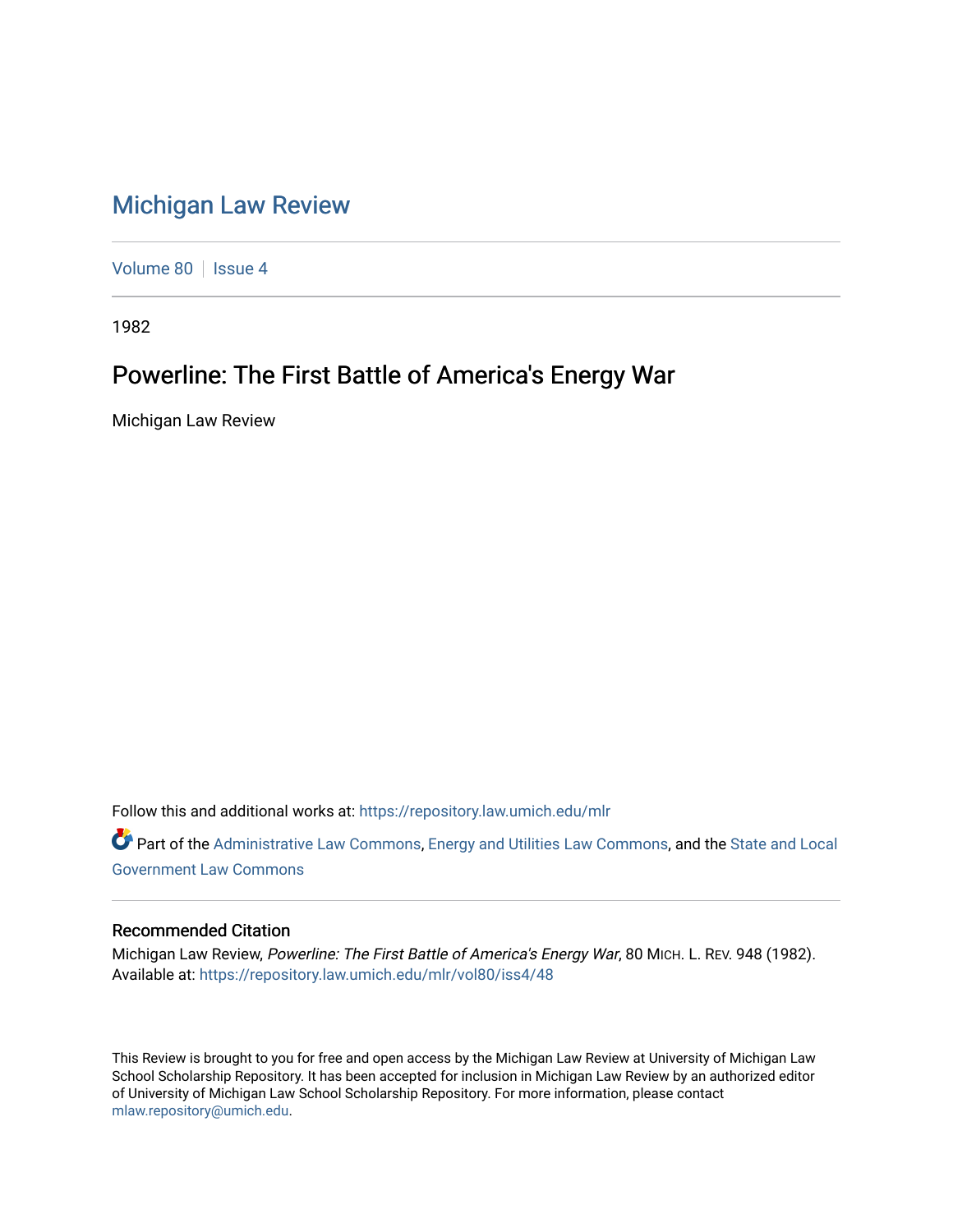# Michigan Law Review

Volume 80 | Issue 4

1982

## Powerline: The First Battle of America's Energy War

Michigan Law Review

Follow this and additional works at: https://repository.law.umich.edu/mlr

Part of the Administrative Law Commons, Energy and Utilities Law Commons, and the State and Local Government Law Commons

### Recommended Citation

Michigan Law Review, *Powerline: The First Battle of America's Energy War*, 80 MICH. L. REV. 948 (1982).
Available at: https://repository.law.umich.edu/mlr/vol80/iss4/48

This Review is brought to you for free and open access by the Michigan Law Review at University of Michigan Law School Scholarship Repository. It has been accepted for inclusion in Michigan Law Review by an authorized editor of University of Michigan Law School Scholarship Repository. For more information, please contact mlaw.repository@umich.edu.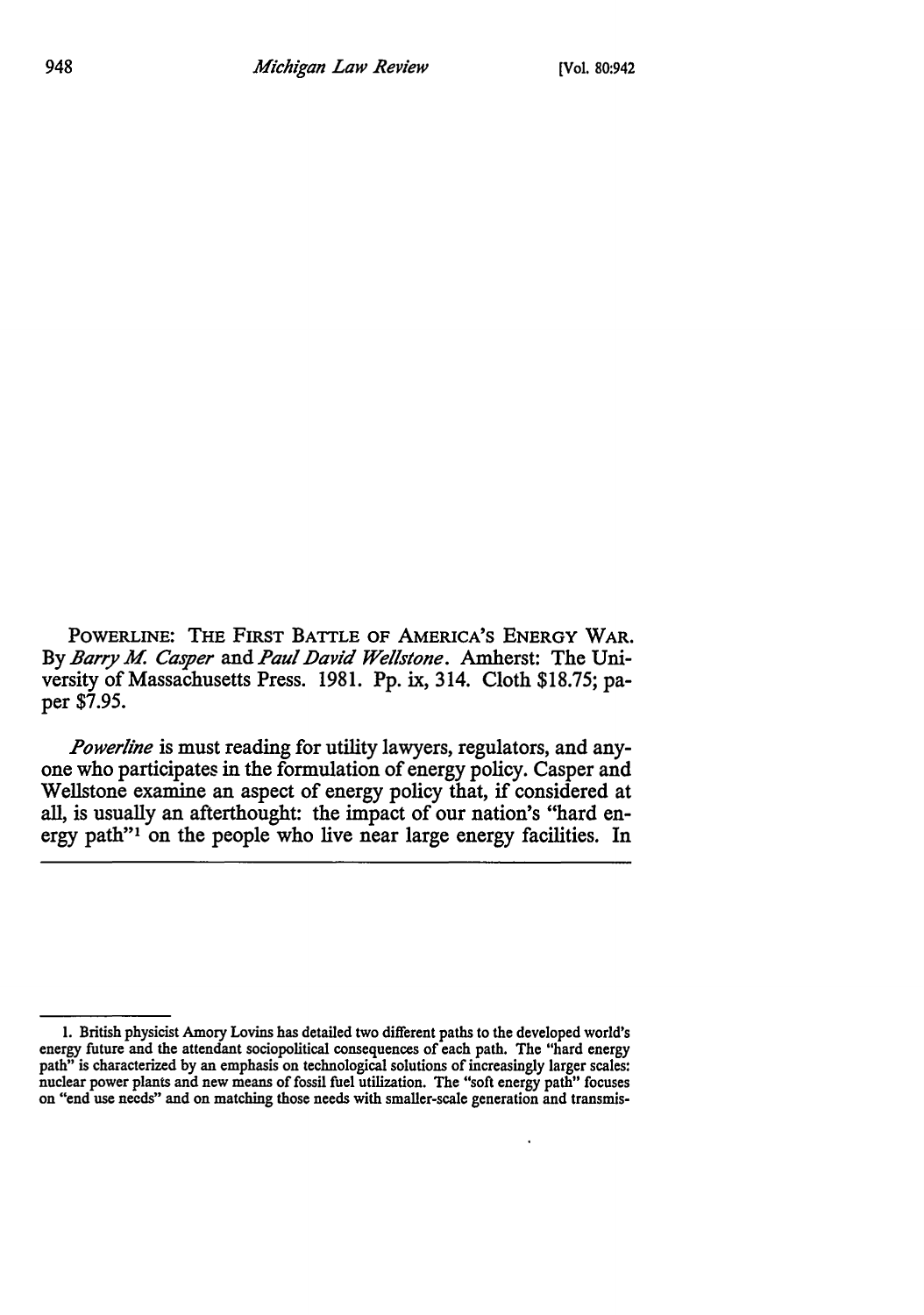POWERLINE: THE FIRST BATTLE OF AMERICA'S ENERGY WAR. By *Barry M. Casper* and *Paul David Wellstone*. Amherst: The University of Massachusetts Press. 1981. Pp. ix, 314. Cloth $18.75; paper $7.95.

*Powerline* is must reading for utility lawyers, regulators, and anyone who participates in the formulation of energy policy. Casper and Wellstone examine an aspect of energy policy that, if considered at all, is usually an afterthought: the impact of our nation's "hard energy path"[1] on the people who live near large energy facilities. In

---

1. British physicist Amory Lovins has detailed two different paths to the developed world's energy future and the attendant sociopolitical consequences of each path. The "hard energy path" is characterized by an emphasis on technological solutions of increasingly larger scales: nuclear power plants and new means of fossil fuel utilization. The "soft energy path" focuses on "end use needs" and on matching those needs with smaller-scale generation and transmis-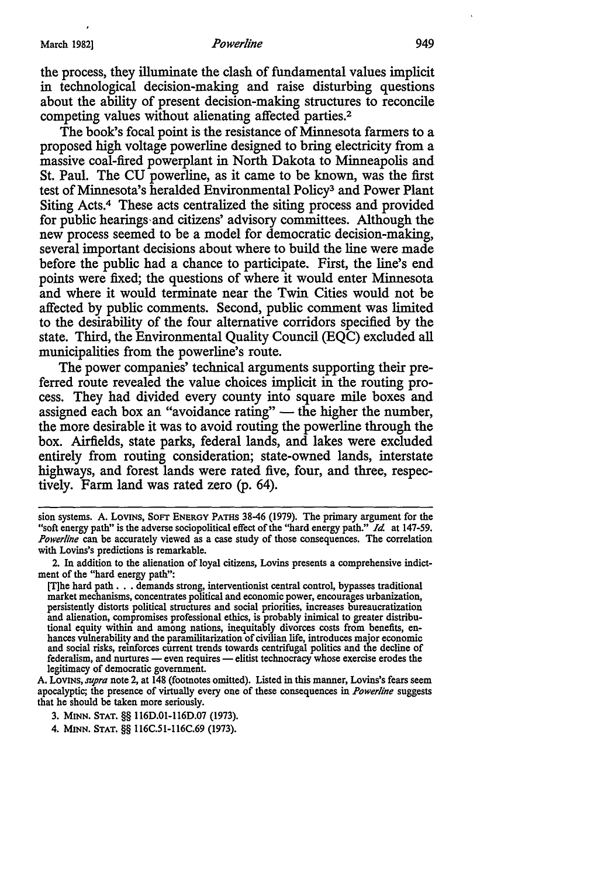the process, they illuminate the clash of fundamental values implicit in technological decision-making and raise disturbing questions about the ability of present decision-making structures to reconcile competing values without alienating affected parties.[2]

The book's focal point is the resistance of Minnesota farmers to a proposed high voltage powerline designed to bring electricity from a massive coal-fired powerplant in North Dakota to Minneapolis and St. Paul. The CU powerline, as it came to be known, was the first test of Minnesota's heralded Environmental Policy[3] and Power Plant Siting Acts.[4] These acts centralized the siting process and provided for public hearings and citizens' advisory committees. Although the new process seemed to be a model for democratic decision-making, several important decisions about where to build the line were made before the public had a chance to participate. First, the line's end points were fixed; the questions of where it would enter Minnesota and where it would terminate near the Twin Cities would not be affected by public comments. Second, public comment was limited to the desirability of the four alternative corridors specified by the state. Third, the Environmental Quality Council (EQC) excluded all municipalities from the powerline's route.

The power companies' technical arguments supporting their preferred route revealed the value choices implicit in the routing process. They had divided every county into square mile boxes and assigned each box an "avoidance rating" — the higher the number, the more desirable it was to avoid routing the powerline through the box. Airfields, state parks, federal lands, and lakes were excluded entirely from routing consideration; state-owned lands, interstate highways, and forest lands were rated five, four, and three, respectively. Farm land was rated zero (p. 64).

---

sion systems. A. LOVINS, SOFT ENERGY PATHS 38-46 (1979). The primary argument for the "soft energy path" is the adverse sociopolitical effect of the "hard energy path." *Id.* at 147-59. *Powerline* can be accurately viewed as a case study of those consequences. The correlation with Lovins's predictions is remarkable.

2. In addition to the alienation of loyal citizens, Lovins presents a comprehensive indictment of the "hard energy path":

> [T]he hard path . . . demands strong, interventionist central control, bypasses traditional market mechanisms, concentrates political and economic power, encourages urbanization, persistently distorts political structures and social priorities, increases bureaucratization and alienation, compromises professional ethics, is probably inimical to greater distributional equity within and among nations, inequitably divorces costs from benefits, enhances vulnerability and the paramilitarization of civilian life, introduces major economic and social risks, reinforces current trends towards centrifugal politics and the decline of federalism, and nurtures — even requires — elitist technocracy whose exercise erodes the legitimacy of democratic government.

A. LOVINS, *supra* note 2, at 148 (footnotes omitted). Listed in this manner, Lovins's fears seem apocalyptic; the presence of virtually every one of these consequences in *Powerline* suggests that he should be taken more seriously.

3. MINN. STAT. §§ 116D.01-116D.07 (1973).

4. MINN. STAT. §§ 116C.51-116C.69 (1973).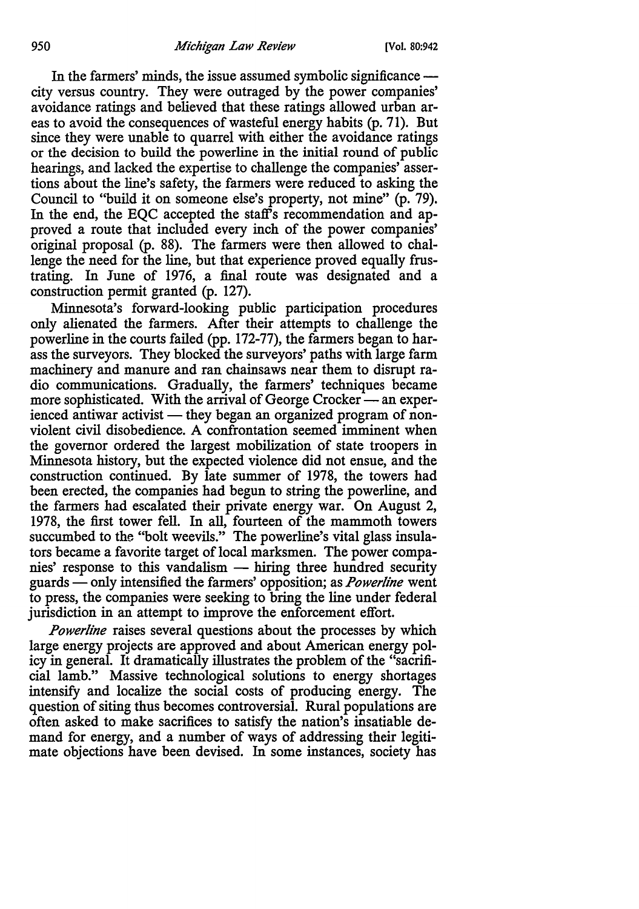In the farmers' minds, the issue assumed symbolic significance — city versus country. They were outraged by the power companies' avoidance ratings and believed that these ratings allowed urban areas to avoid the consequences of wasteful energy habits (p. 71). But since they were unable to quarrel with either the avoidance ratings or the decision to build the powerline in the initial round of public hearings, and lacked the expertise to challenge the companies' assertions about the line's safety, the farmers were reduced to asking the Council to "build it on someone else's property, not mine" (p. 79). In the end, the EQC accepted the staff's recommendation and approved a route that included every inch of the power companies' original proposal (p. 88). The farmers were then allowed to challenge the need for the line, but that experience proved equally frustrating. In June of 1976, a final route was designated and a construction permit granted (p. 127).

Minnesota's forward-looking public participation procedures only alienated the farmers. After their attempts to challenge the powerline in the courts failed (pp. 172-77), the farmers began to harass the surveyors. They blocked the surveyors' paths with large farm machinery and manure and ran chainsaws near them to disrupt radio communications. Gradually, the farmers' techniques became more sophisticated. With the arrival of George Crocker — an experienced antiwar activist — they began an organized program of nonviolent civil disobedience. A confrontation seemed imminent when the governor ordered the largest mobilization of state troopers in Minnesota history, but the expected violence did not ensue, and the construction continued. By late summer of 1978, the towers had been erected, the companies had begun to string the powerline, and the farmers had escalated their private energy war. On August 2, 1978, the first tower fell. In all, fourteen of the mammoth towers succumbed to the "bolt weevils." The powerline's vital glass insulators became a favorite target of local marksmen. The power companies' response to this vandalism — hiring three hundred security guards — only intensified the farmers' opposition; as *Powerline* went to press, the companies were seeking to bring the line under federal jurisdiction in an attempt to improve the enforcement effort.

*Powerline* raises several questions about the processes by which large energy projects are approved and about American energy policy in general. It dramatically illustrates the problem of the "sacrificial lamb." Massive technological solutions to energy shortages intensify and localize the social costs of producing energy. The question of siting thus becomes controversial. Rural populations are often asked to make sacrifices to satisfy the nation's insatiable demand for energy, and a number of ways of addressing their legitimate objections have been devised. In some instances, society has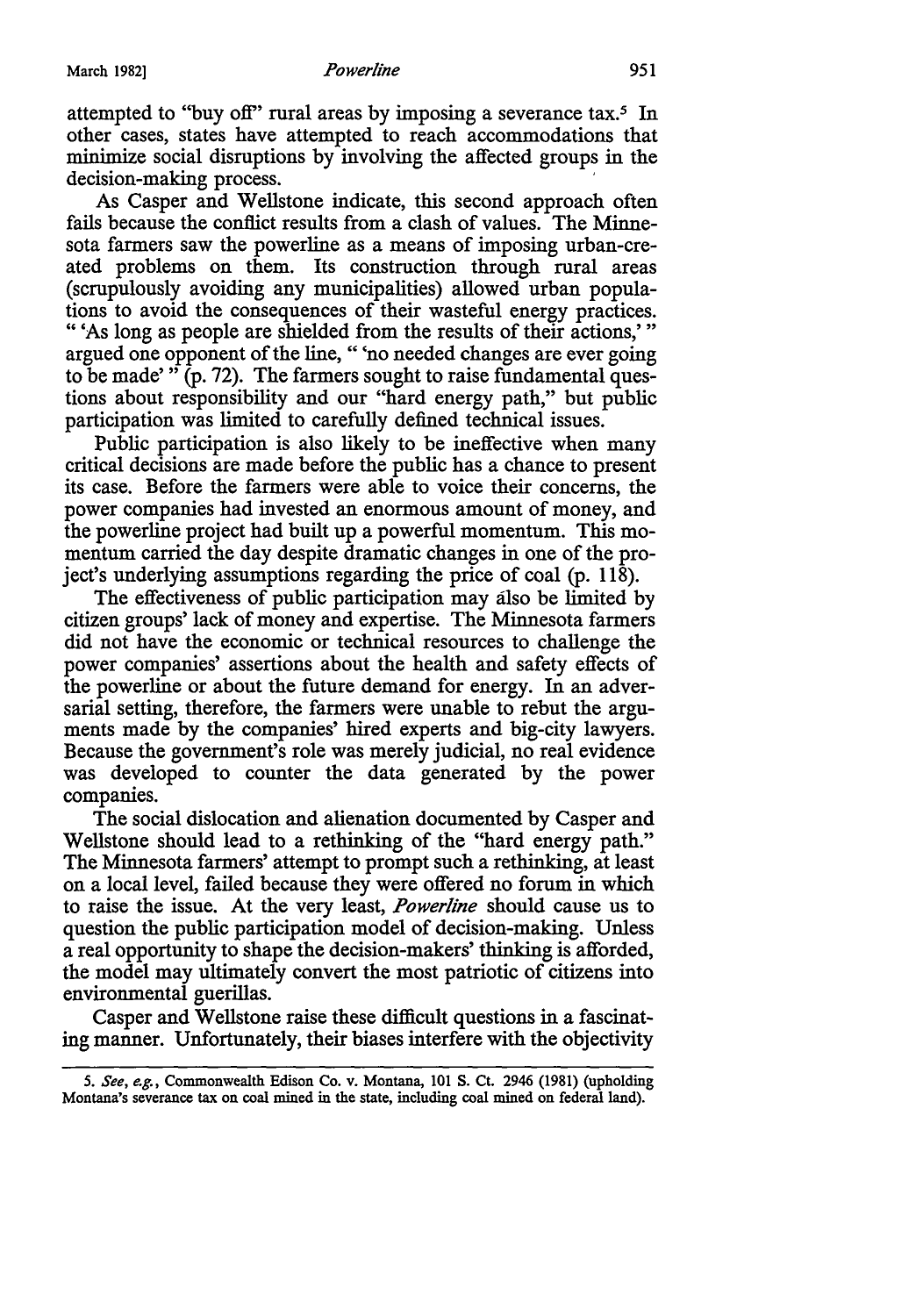attempted to "buy off" rural areas by imposing a severance tax.[5] In other cases, states have attempted to reach accommodations that minimize social disruptions by involving the affected groups in the decision-making process.

As Casper and Wellstone indicate, this second approach often fails because the conflict results from a clash of values. The Minnesota farmers saw the powerline as a means of imposing urban-created problems on them. Its construction through rural areas (scrupulously avoiding any municipalities) allowed urban populations to avoid the consequences of their wasteful energy practices. " 'As long as people are shielded from the results of their actions,' " argued one opponent of the line, " 'no needed changes are ever going to be made' " (p. 72). The farmers sought to raise fundamental questions about responsibility and our "hard energy path," but public participation was limited to carefully defined technical issues.

Public participation is also likely to be ineffective when many critical decisions are made before the public has a chance to present its case. Before the farmers were able to voice their concerns, the power companies had invested an enormous amount of money, and the powerline project had built up a powerful momentum. This momentum carried the day despite dramatic changes in one of the project's underlying assumptions regarding the price of coal (p. 118).

The effectiveness of public participation may also be limited by citizen groups' lack of money and expertise. The Minnesota farmers did not have the economic or technical resources to challenge the power companies' assertions about the health and safety effects of the powerline or about the future demand for energy. In an adversarial setting, therefore, the farmers were unable to rebut the arguments made by the companies' hired experts and big-city lawyers. Because the government's role was merely judicial, no real evidence was developed to counter the data generated by the power companies.

The social dislocation and alienation documented by Casper and Wellstone should lead to a rethinking of the "hard energy path." The Minnesota farmers' attempt to prompt such a rethinking, at least on a local level, failed because they were offered no forum in which to raise the issue. At the very least, *Powerline* should cause us to question the public participation model of decision-making. Unless a real opportunity to shape the decision-makers' thinking is afforded, the model may ultimately convert the most patriotic of citizens into environmental guerillas.

Casper and Wellstone raise these difficult questions in a fascinating manner. Unfortunately, their biases interfere with the objectivity

---

5. *See, e.g.*, Commonwealth Edison Co. v. Montana, 101 S. Ct. 2946 (1981) (upholding Montana's severance tax on coal mined in the state, including coal mined on federal land).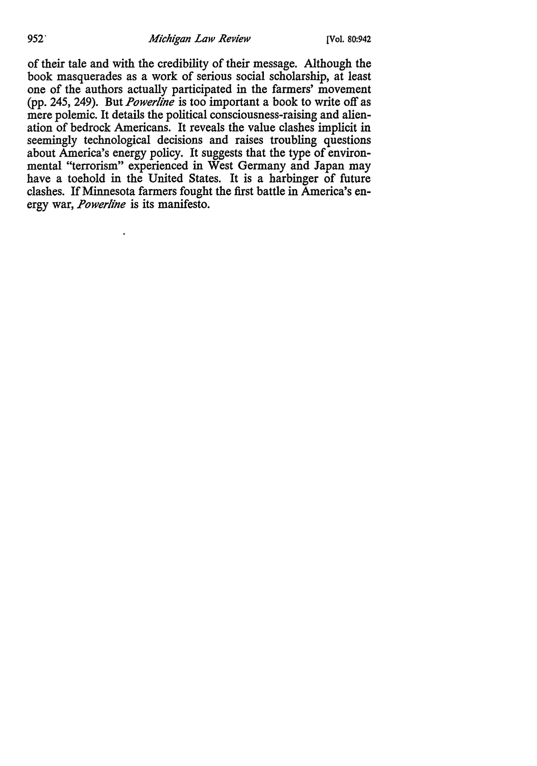of their tale and with the credibility of their message. Although the book masquerades as a work of serious social scholarship, at least one of the authors actually participated in the farmers' movement (pp. 245, 249). But *Powerline* is too important a book to write off as mere polemic. It details the political consciousness-raising and alienation of bedrock Americans. It reveals the value clashes implicit in seemingly technological decisions and raises troubling questions about America's energy policy. It suggests that the type of environmental "terrorism" experienced in West Germany and Japan may have a toehold in the United States. It is a harbinger of future clashes. If Minnesota farmers fought the first battle in America's energy war, *Powerline* is its manifesto.